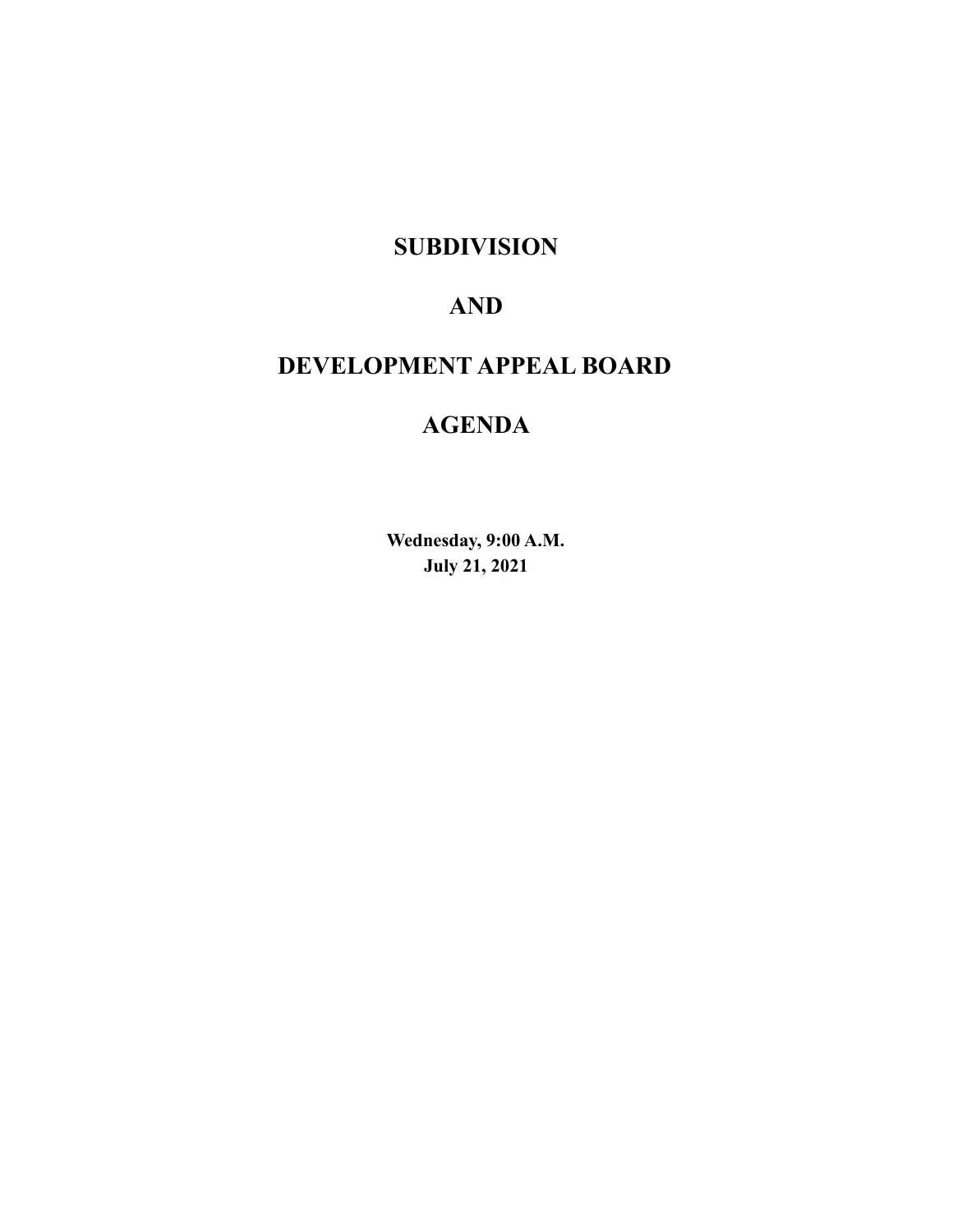# SUBDIVISION

# AND

# DEVELOPMENT APPEAL BOARD

# AGENDA

**Wednesday, 9:00 A.M.**
**July 21, 2021**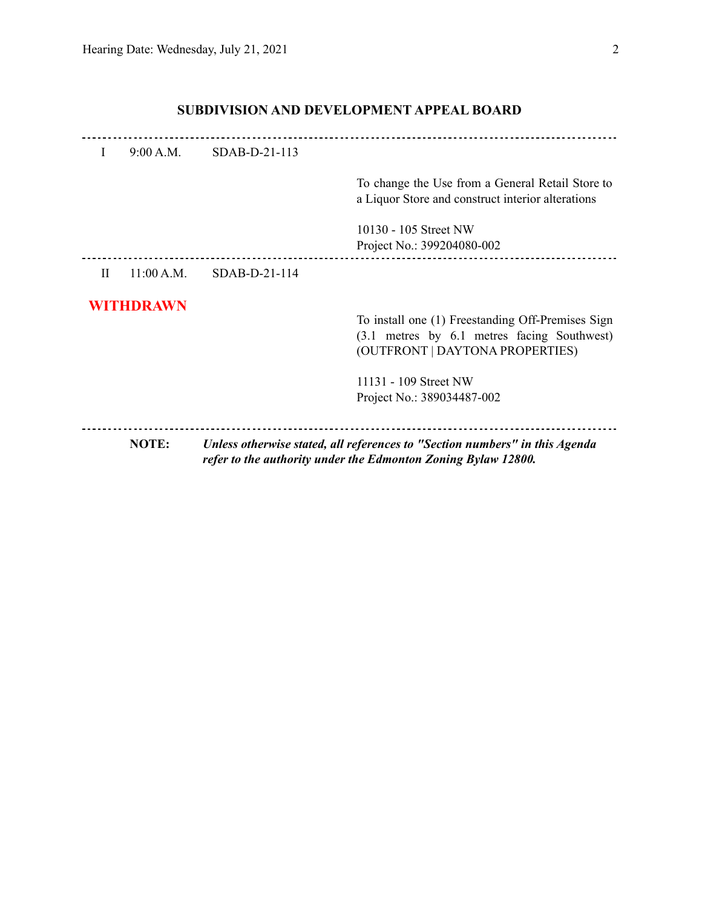## SUBDIVISION AND DEVELOPMENT APPEAL BOARD

---

I 9:00 A.M. SDAB-D-21-113

To change the Use from a General Retail Store to a Liquor Store and construct interior alterations

10130 - 105 Street NW
Project No.: 399204080-002

---

II 11:00 A.M. SDAB-D-21-114

**WITHDRAWN**

To install one (1) Freestanding Off-Premises Sign (3.1 metres by 6.1 metres facing Southwest) (OUTFRONT | DAYTONA PROPERTIES)

11131 - 109 Street NW
Project No.: 389034487-002

---

**NOTE:** ***Unless otherwise stated, all references to "Section numbers" in this Agenda refer to the authority under the Edmonton Zoning Bylaw 12800.***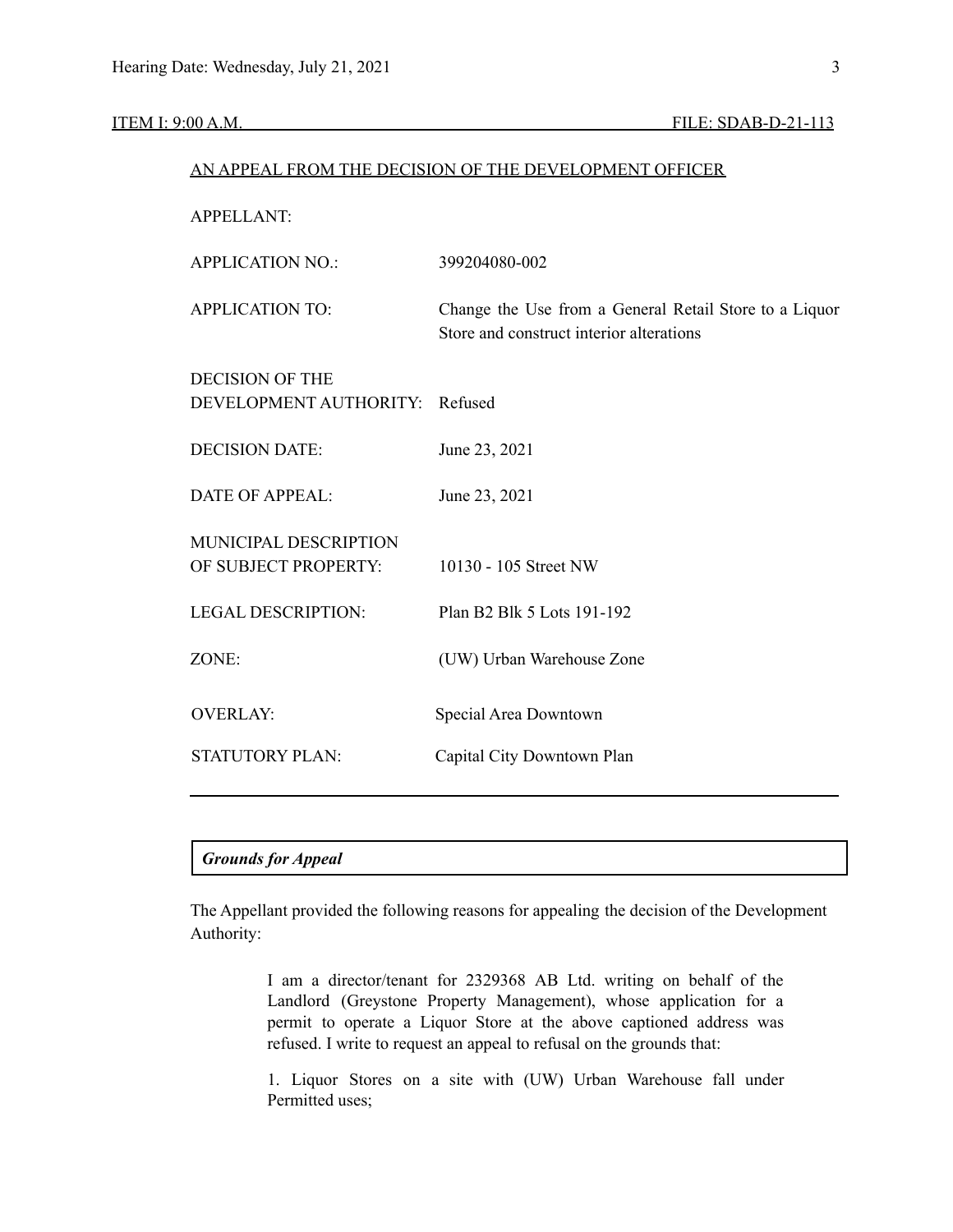ITEM I: 9:00 A.M. FILE: SDAB-D-21-113

AN APPEAL FROM THE DECISION OF THE DEVELOPMENT OFFICER

| | |
|---|---|
| APPELLANT: | |
| APPLICATION NO.: | 399204080-002 |
| APPLICATION TO: | Change the Use from a General Retail Store to a Liquor Store and construct interior alterations |
| DECISION OF THE DEVELOPMENT AUTHORITY: | Refused |
| DECISION DATE: | June 23, 2021 |
| DATE OF APPEAL: | June 23, 2021 |
| MUNICIPAL DESCRIPTION OF SUBJECT PROPERTY: | 10130 - 105 Street NW |
| LEGAL DESCRIPTION: | Plan B2 Blk 5 Lots 191-192 |
| ZONE: | (UW) Urban Warehouse Zone |
| OVERLAY: | Special Area Downtown |
| STATUTORY PLAN: | Capital City Downtown Plan |

***Grounds for Appeal***

The Appellant provided the following reasons for appealing the decision of the Development Authority:

> I am a director/tenant for 2329368 AB Ltd. writing on behalf of the Landlord (Greystone Property Management), whose application for a permit to operate a Liquor Store at the above captioned address was refused. I write to request an appeal to refusal on the grounds that:
>
> 1. Liquor Stores on a site with (UW) Urban Warehouse fall under Permitted uses;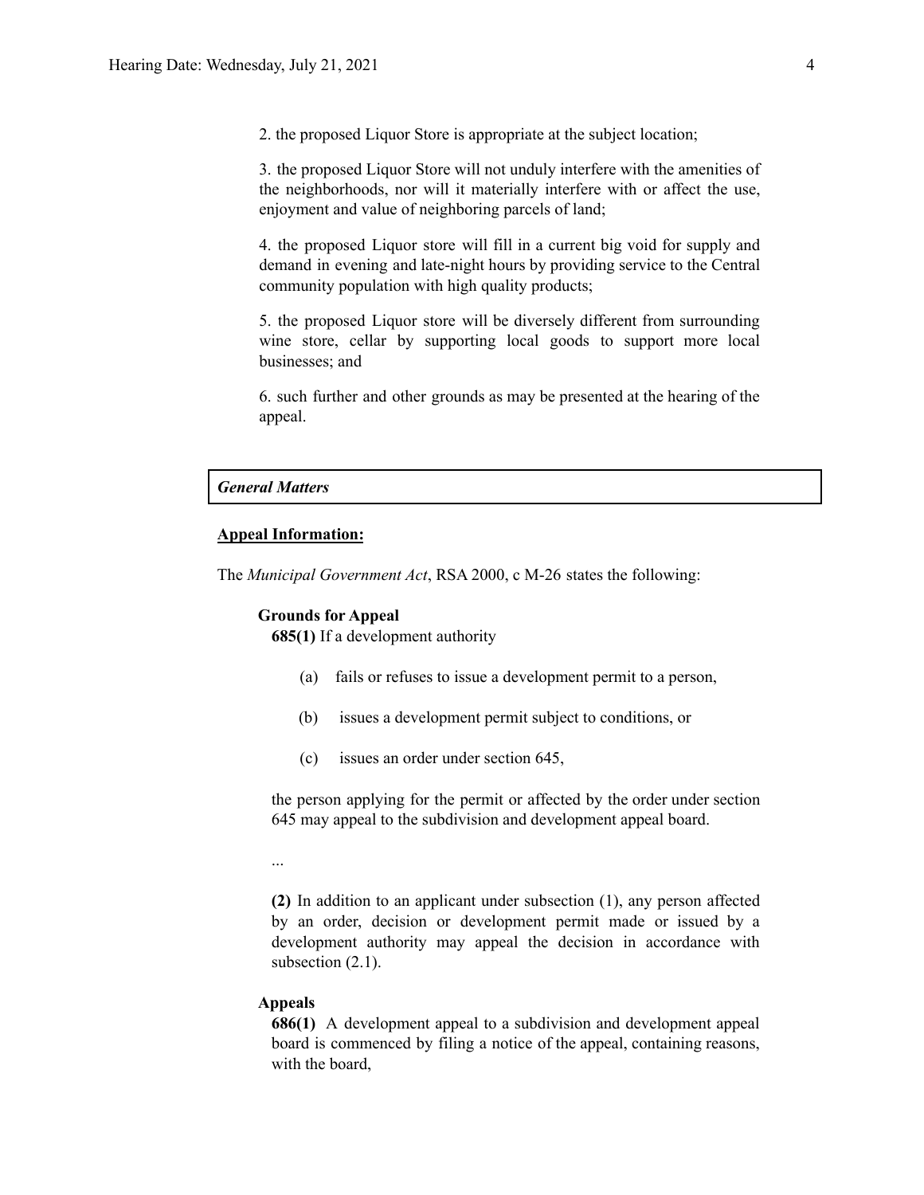2. the proposed Liquor Store is appropriate at the subject location;

3. the proposed Liquor Store will not unduly interfere with the amenities of the neighborhoods, nor will it materially interfere with or affect the use, enjoyment and value of neighboring parcels of land;

4. the proposed Liquor store will fill in a current big void for supply and demand in evening and late-night hours by providing service to the Central community population with high quality products;

5. the proposed Liquor store will be diversely different from surrounding wine store, cellar by supporting local goods to support more local businesses; and

6. such further and other grounds as may be presented at the hearing of the appeal.

## *General Matters*

**Appeal Information:**

The *Municipal Government Act*, RSA 2000, c M-26 states the following:

**Grounds for Appeal**

**685(1)** If a development authority

(a) fails or refuses to issue a development permit to a person,

(b) issues a development permit subject to conditions, or

(c) issues an order under section 645,

the person applying for the permit or affected by the order under section 645 may appeal to the subdivision and development appeal board.

...

**(2)** In addition to an applicant under subsection (1), any person affected by an order, decision or development permit made or issued by a development authority may appeal the decision in accordance with subsection (2.1).

**Appeals**

**686(1)** A development appeal to a subdivision and development appeal board is commenced by filing a notice of the appeal, containing reasons, with the board,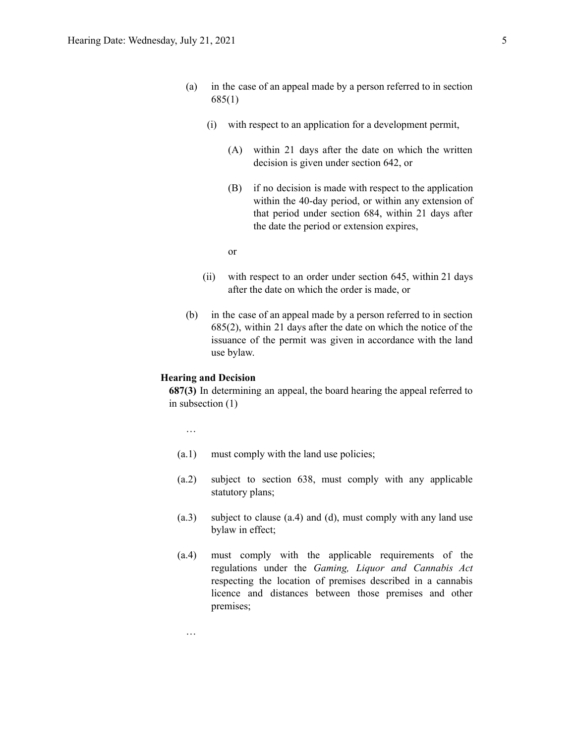(a) in the case of an appeal made by a person referred to in section 685(1)

   (i) with respect to an application for a development permit,

      (A) within 21 days after the date on which the written decision is given under section 642, or

      (B) if no decision is made with respect to the application within the 40-day period, or within any extension of that period under section 684, within 21 days after the date the period or extension expires,

      or

   (ii) with respect to an order under section 645, within 21 days after the date on which the order is made, or

(b) in the case of an appeal made by a person referred to in section 685(2), within 21 days after the date on which the notice of the issuance of the permit was given in accordance with the land use bylaw.

**Hearing and Decision**

**687(3)** In determining an appeal, the board hearing the appeal referred to in subsection (1)

…

(a.1) must comply with the land use policies;

(a.2) subject to section 638, must comply with any applicable statutory plans;

(a.3) subject to clause (a.4) and (d), must comply with any land use bylaw in effect;

(a.4) must comply with the applicable requirements of the regulations under the *Gaming, Liquor and Cannabis Act* respecting the location of premises described in a cannabis licence and distances between those premises and other premises;

…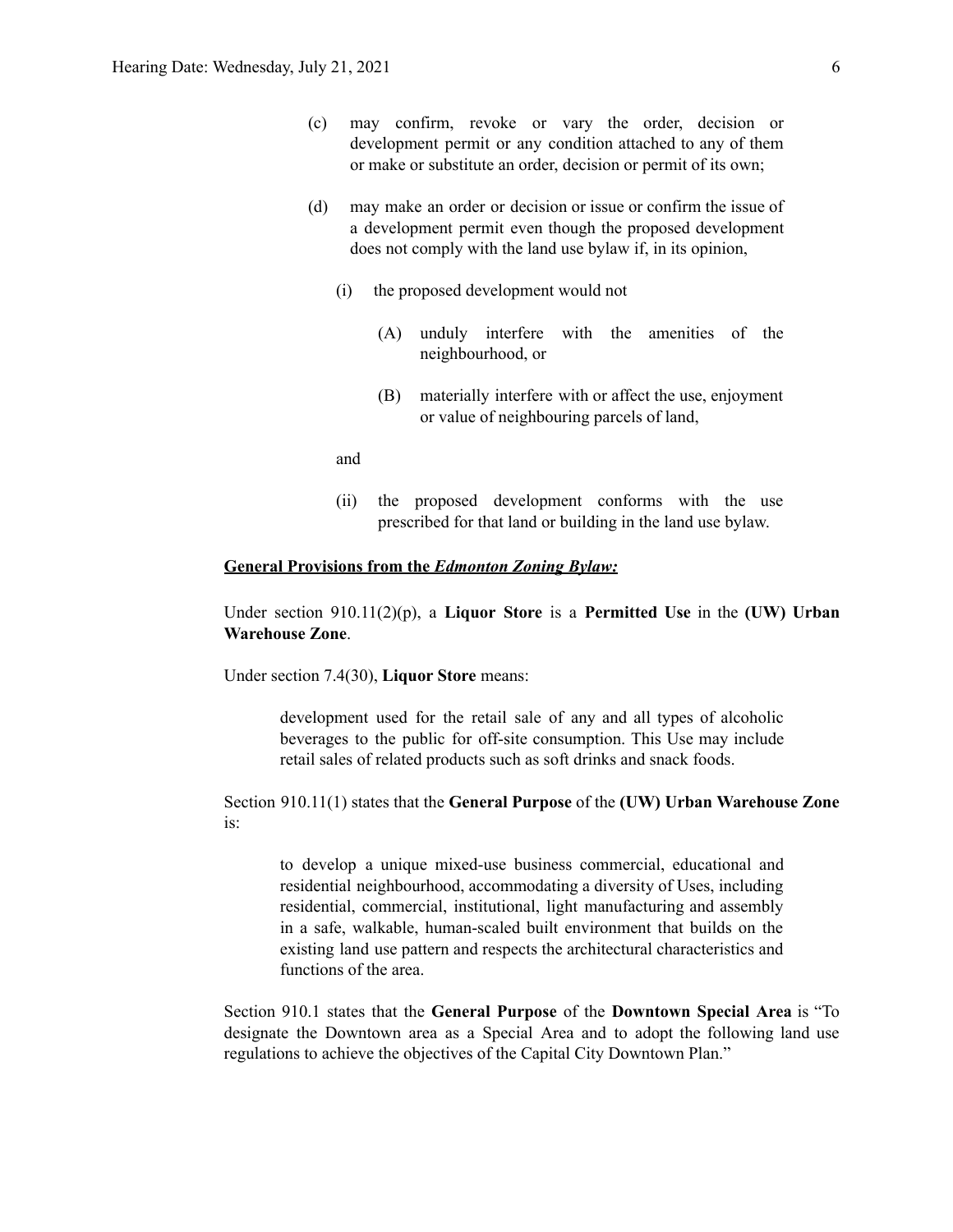(c) may confirm, revoke or vary the order, decision or development permit or any condition attached to any of them or make or substitute an order, decision or permit of its own;

(d) may make an order or decision or issue or confirm the issue of a development permit even though the proposed development does not comply with the land use bylaw if, in its opinion,

(i) the proposed development would not

(A) unduly interfere with the amenities of the neighbourhood, or

(B) materially interfere with or affect the use, enjoyment or value of neighbouring parcels of land,

and

(ii) the proposed development conforms with the use prescribed for that land or building in the land use bylaw.

**General Provisions from the *Edmonton Zoning Bylaw:***

Under section 910.11(2)(p), a **Liquor Store** is a **Permitted Use** in the **(UW) Urban Warehouse Zone**.

Under section 7.4(30), **Liquor Store** means:

> development used for the retail sale of any and all types of alcoholic beverages to the public for off-site consumption. This Use may include retail sales of related products such as soft drinks and snack foods.

Section 910.11(1) states that the **General Purpose** of the **(UW) Urban Warehouse Zone** is:

> to develop a unique mixed-use business commercial, educational and residential neighbourhood, accommodating a diversity of Uses, including residential, commercial, institutional, light manufacturing and assembly in a safe, walkable, human-scaled built environment that builds on the existing land use pattern and respects the architectural characteristics and functions of the area.

Section 910.1 states that the **General Purpose** of the **Downtown Special Area** is "To designate the Downtown area as a Special Area and to adopt the following land use regulations to achieve the objectives of the Capital City Downtown Plan."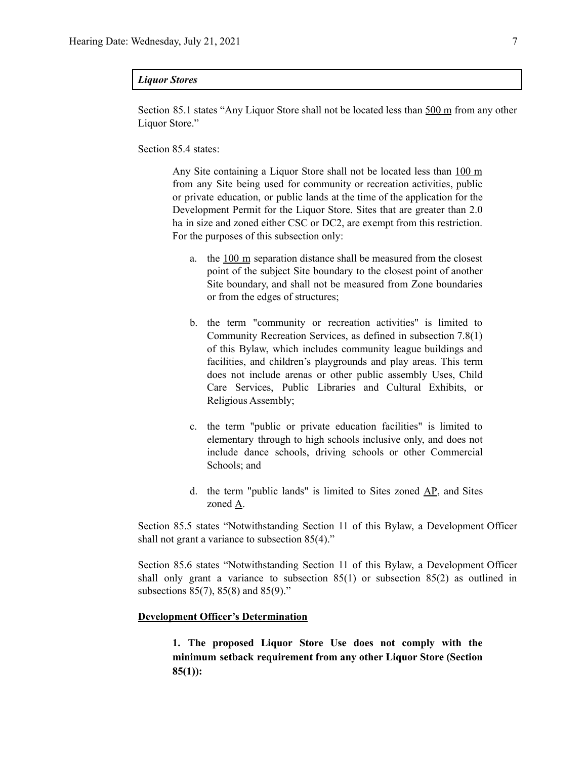***Liquor Stores***

Section 85.1 states "Any Liquor Store shall not be located less than 500 m from any other Liquor Store."

Section 85.4 states:

> Any Site containing a Liquor Store shall not be located less than 100 m from any Site being used for community or recreation activities, public or private education, or public lands at the time of the application for the Development Permit for the Liquor Store. Sites that are greater than 2.0 ha in size and zoned either CSC or DC2, are exempt from this restriction. For the purposes of this subsection only:
>
> a. the 100 m separation distance shall be measured from the closest point of the subject Site boundary to the closest point of another Site boundary, and shall not be measured from Zone boundaries or from the edges of structures;
>
> b. the term "community or recreation activities" is limited to Community Recreation Services, as defined in subsection 7.8(1) of this Bylaw, which includes community league buildings and facilities, and children's playgrounds and play areas. This term does not include arenas or other public assembly Uses, Child Care Services, Public Libraries and Cultural Exhibits, or Religious Assembly;
>
> c. the term "public or private education facilities" is limited to elementary through to high schools inclusive only, and does not include dance schools, driving schools or other Commercial Schools; and
>
> d. the term "public lands" is limited to Sites zoned AP, and Sites zoned A.

Section 85.5 states "Notwithstanding Section 11 of this Bylaw, a Development Officer shall not grant a variance to subsection 85(4)."

Section 85.6 states "Notwithstanding Section 11 of this Bylaw, a Development Officer shall only grant a variance to subsection 85(1) or subsection 85(2) as outlined in subsections 85(7), 85(8) and 85(9)."

**Development Officer's Determination**

> **1. The proposed Liquor Store Use does not comply with the minimum setback requirement from any other Liquor Store (Section 85(1)):**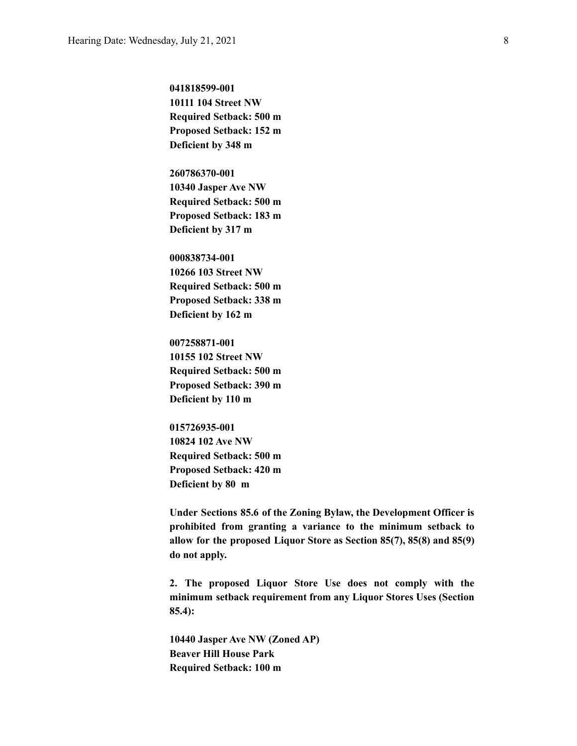**041818599-001**
**10111 104 Street NW**
**Required Setback: 500 m**
**Proposed Setback: 152 m**
**Deficient by 348 m**

**260786370-001**
**10340 Jasper Ave NW**
**Required Setback: 500 m**
**Proposed Setback: 183 m**
**Deficient by 317 m**

**000838734-001**
**10266 103 Street NW**
**Required Setback: 500 m**
**Proposed Setback: 338 m**
**Deficient by 162 m**

**007258871-001**
**10155 102 Street NW**
**Required Setback: 500 m**
**Proposed Setback: 390 m**
**Deficient by 110 m**

**015726935-001**
**10824 102 Ave NW**
**Required Setback: 500 m**
**Proposed Setback: 420 m**
**Deficient by 80 m**

**Under Sections 85.6 of the Zoning Bylaw, the Development Officer is prohibited from granting a variance to the minimum setback to allow for the proposed Liquor Store as Section 85(7), 85(8) and 85(9) do not apply.**

**2. The proposed Liquor Store Use does not comply with the minimum setback requirement from any Liquor Stores Uses (Section 85.4):**

**10440 Jasper Ave NW (Zoned AP)**
**Beaver Hill House Park**
**Required Setback: 100 m**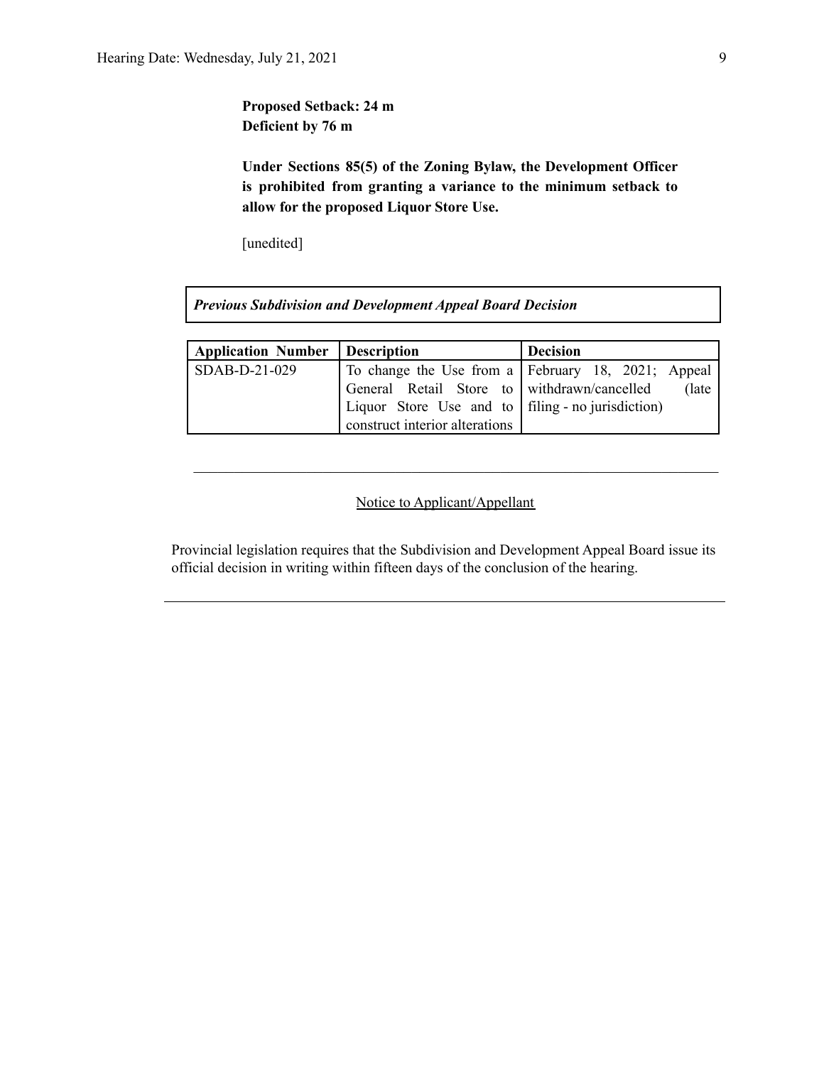**Proposed Setback: 24 m**
**Deficient by 76 m**

**Under Sections 85(5) of the Zoning Bylaw, the Development Officer is prohibited from granting a variance to the minimum setback to allow for the proposed Liquor Store Use.**

[unedited]

***Previous Subdivision and Development Appeal Board Decision***

| Application Number | Description | Decision |
|---|---|---|
| SDAB-D-21-029 | To change the Use from a General Retail Store to Liquor Store Use and to construct interior alterations | February 18, 2021; Appeal withdrawn/cancelled (late filing - no jurisdiction) |

---

Notice to Applicant/Appellant

Provincial legislation requires that the Subdivision and Development Appeal Board issue its official decision in writing within fifteen days of the conclusion of the hearing.

---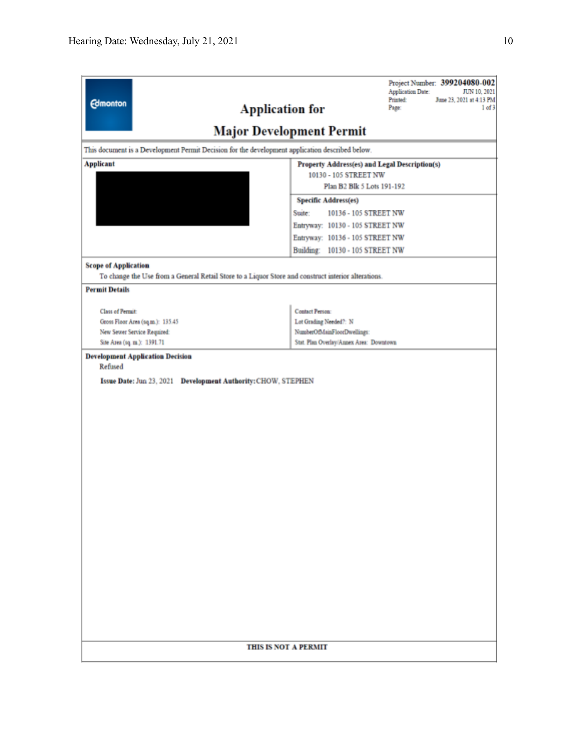Project Number: **399204080-002**
Application Date: JUN 10, 2021
Printed: June 23, 2021 at 4:13 PM
Page: 1 of 3

# Application for Major Development Permit

This document is a Development Permit Decision for the development application described below.

| **Applicant** | **Property Address(es) and Legal Description(s)** |
|---|---|
| | 10130 - 105 STREET NW<br>Plan B2 Blk 5 Lots 191-192 |
| | **Specific Address(es)**<br>Suite: 10136 - 105 STREET NW<br>Entryway: 10130 - 105 STREET NW<br>Entryway: 10136 - 105 STREET NW<br>Building: 10130 - 105 STREET NW |

**Scope of Application**

To change the Use from a General Retail Store to a Liquor Store and construct interior alterations.

**Permit Details**

| | |
|---|---|
| Class of Permit: | Contact Person: |
| Gross Floor Area (sq.m.): 135.45 | Lot Grading Needed?: N |
| New Sewer Service Required: | NumberOfMainFloorDwellings: |
| Site Area (sq. m.): 1391.71 | Stat. Plan Overlay/Annex Area: Downtown |

**Development Application Decision**

Refused

**Issue Date:** Jun 23, 2021 **Development Authority:** CHOW, STEPHEN

**THIS IS NOT A PERMIT**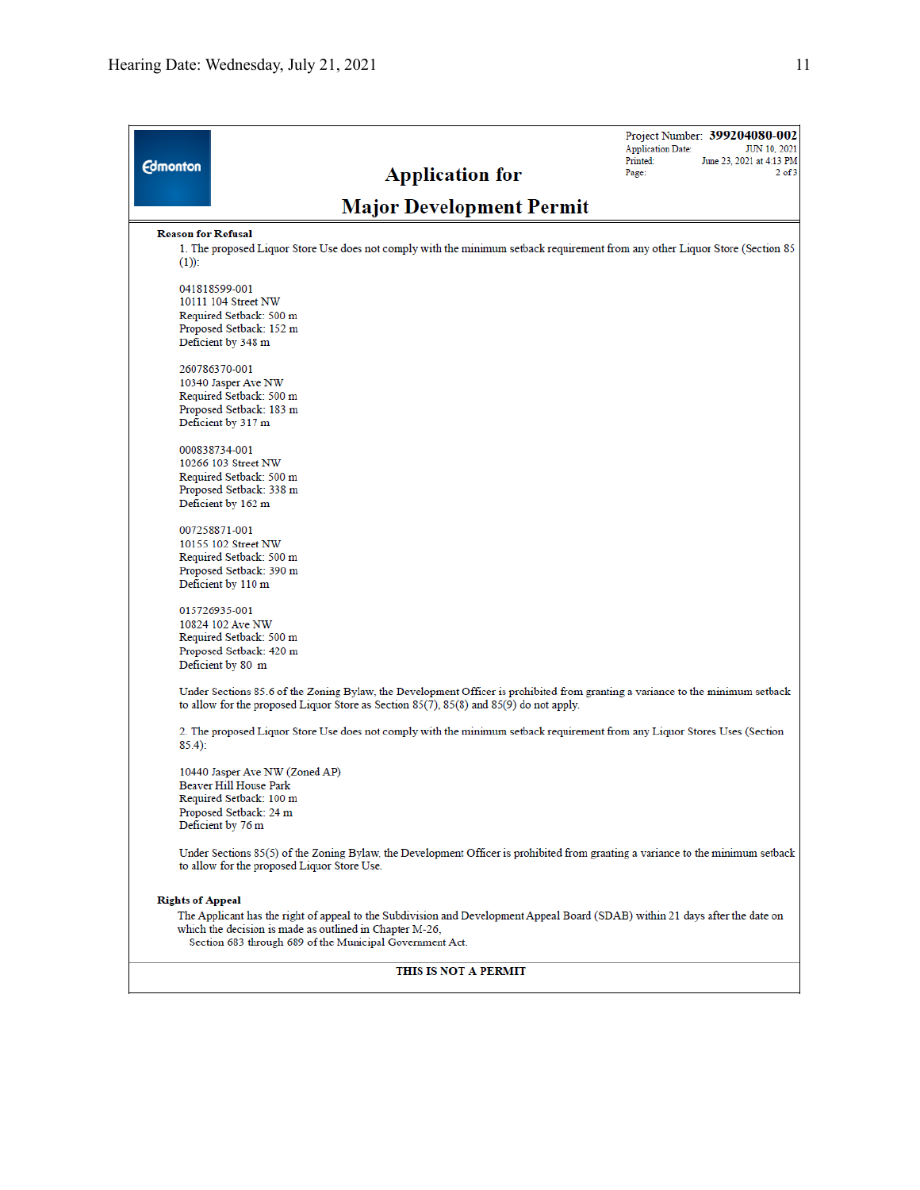Project Number: **399204080-002**
Application Date: JUN 10, 2021
Printed: June 23, 2021 at 4:13 PM
Page: 2 of 3

# Application for Major Development Permit

**Reason for Refusal**

1. The proposed Liquor Store Use does not comply with the minimum setback requirement from any other Liquor Store (Section 85 (1)):

041818599-001
10111 104 Street NW
Required Setback: 500 m
Proposed Setback: 152 m
Deficient by 348 m

260786370-001
10340 Jasper Ave NW
Required Setback: 500 m
Proposed Setback: 183 m
Deficient by 317 m

000838734-001
10266 103 Street NW
Required Setback: 500 m
Proposed Setback: 338 m
Deficient by 162 m

007258871-001
10155 102 Street NW
Required Setback: 500 m
Proposed Setback: 390 m
Deficient by 110 m

015726935-001
10824 102 Ave NW
Required Setback: 500 m
Proposed Setback: 420 m
Deficient by 80 m

Under Sections 85.6 of the Zoning Bylaw, the Development Officer is prohibited from granting a variance to the minimum setback to allow for the proposed Liquor Store as Section 85(7), 85(8) and 85(9) do not apply.

2. The proposed Liquor Store Use does not comply with the minimum setback requirement from any Liquor Stores Uses (Section 85.4):

10440 Jasper Ave NW (Zoned AP)
Beaver Hill House Park
Required Setback: 100 m
Proposed Setback: 24 m
Deficient by 76 m

Under Sections 85(5) of the Zoning Bylaw, the Development Officer is prohibited from granting a variance to the minimum setback to allow for the proposed Liquor Store Use.

**Rights of Appeal**

The Applicant has the right of appeal to the Subdivision and Development Appeal Board (SDAB) within 21 days after the date on which the decision is made as outlined in Chapter M-26,
Section 683 through 689 of the Municipal Government Act.

**THIS IS NOT A PERMIT**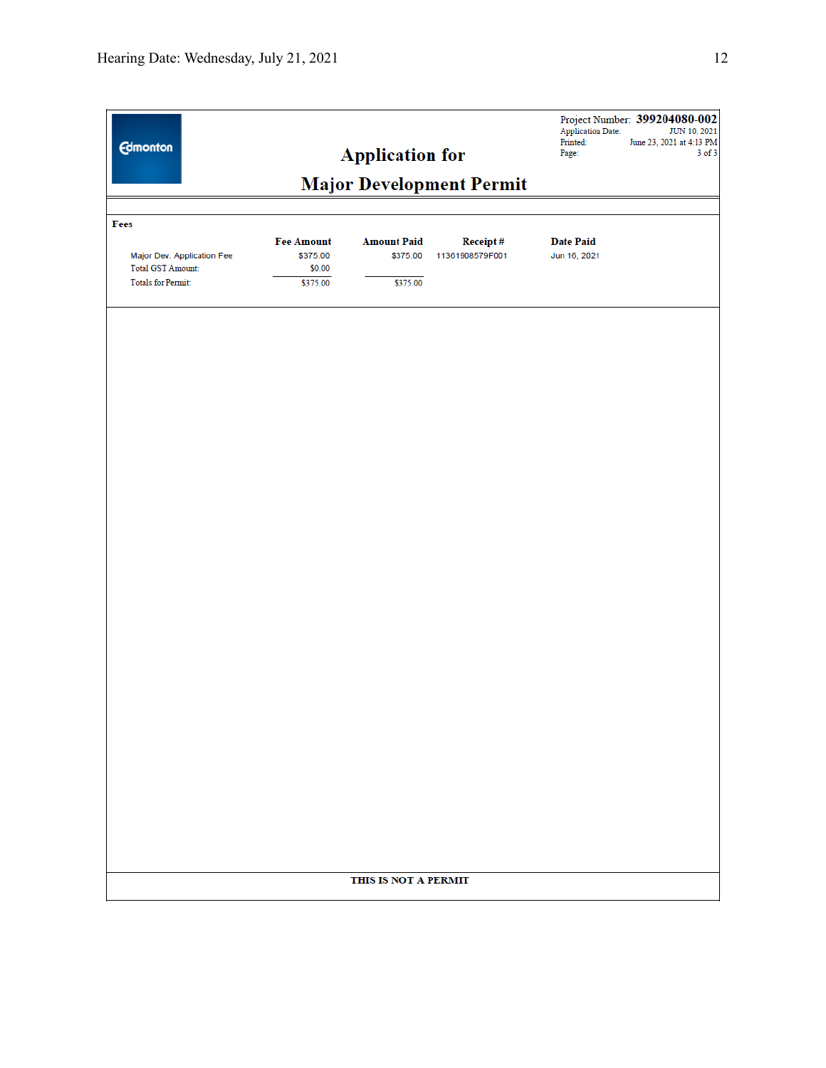Project Number: **399204080-002**
Application Date: JUN 10, 2021
Printed: June 23, 2021 at 4:13 PM
Page: 3 of 3

# Application for
# Major Development Permit

**Fees**

| | Fee Amount | Amount Paid | Receipt # | Date Paid |
|---|---|---|---|---|
| Major Dev. Application Fee | $375.00 | $375.00 | 11361908579F001 | Jun 16, 2021 |
| Total GST Amount: | $0.00 | | | |
| Totals for Permit: | $375.00 | $375.00 | | |

**THIS IS NOT A PERMIT**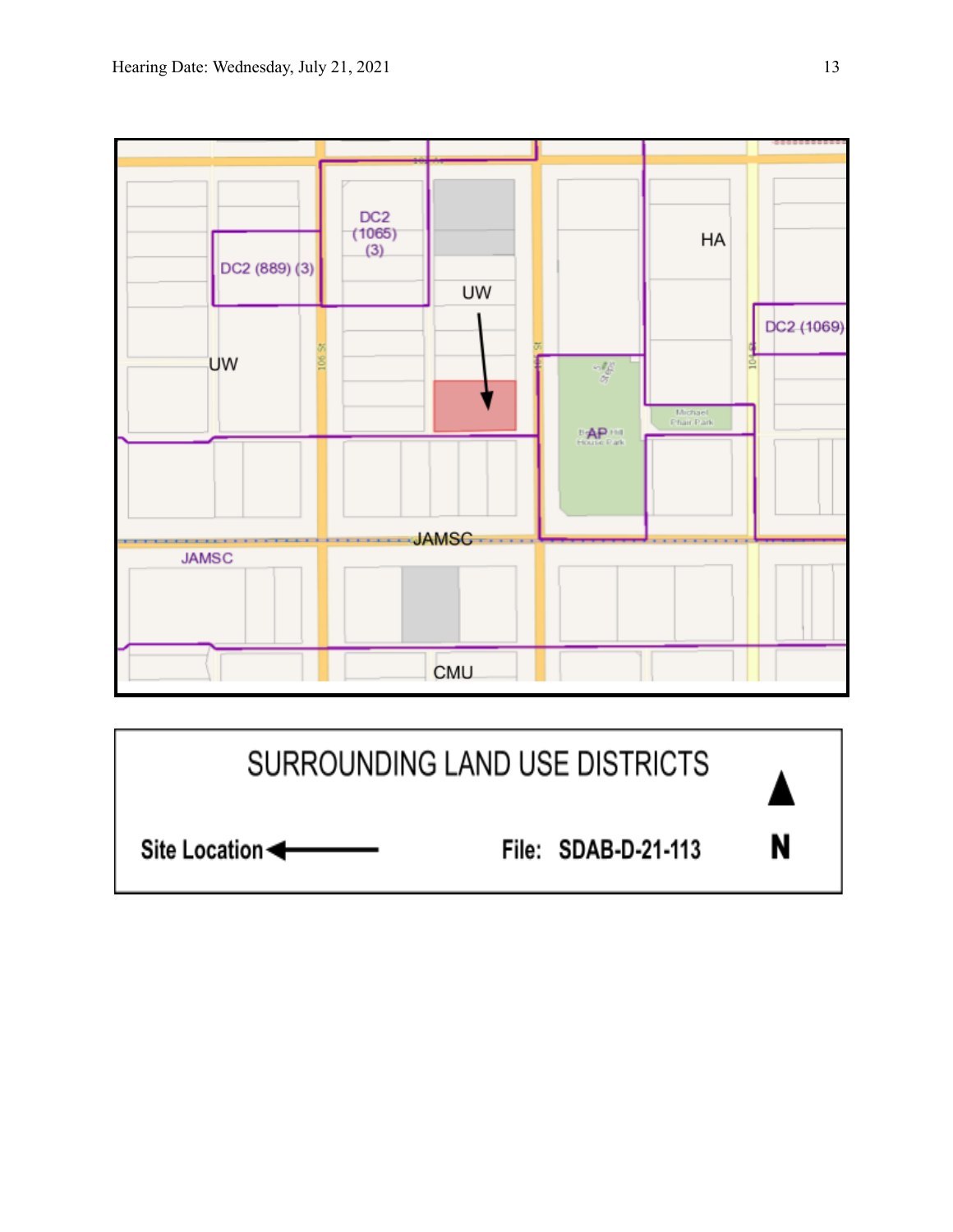DC2 (1065) (3)

DC2 (889) (3)

UW

UW

HA

DC2 (1069)

AP

JAMSC

JAMSC

CMU

SURROUNDING LAND USE DISTRICTS

Site Location

File: SDAB-D-21-113

N